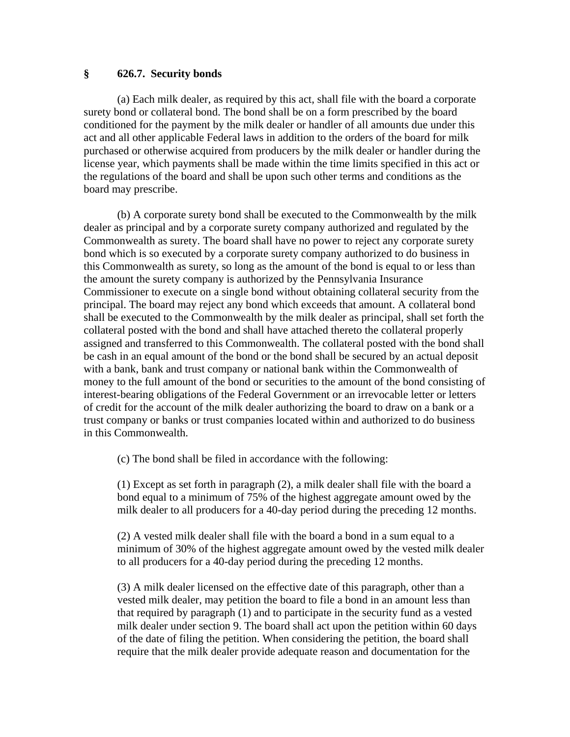## § 626.7. Security bonds

(a) Each milk dealer, as required by this act, shall file with the board a corporate surety bond or collateral bond. The bond shall be on a form prescribed by the board conditioned for the payment by the milk dealer or handler of all amounts due under this act and all other applicable Federal laws in addition to the orders of the board for milk purchased or otherwise acquired from producers by the milk dealer or handler during the license year, which payments shall be made within the time limits specified in this act or the regulations of the board and shall be upon such other terms and conditions as the board may prescribe.

(b) A corporate surety bond shall be executed to the Commonwealth by the milk dealer as principal and by a corporate surety company authorized and regulated by the Commonwealth as surety. The board shall have no power to reject any corporate surety bond which is so executed by a corporate surety company authorized to do business in this Commonwealth as surety, so long as the amount of the bond is equal to or less than the amount the surety company is authorized by the Pennsylvania Insurance Commissioner to execute on a single bond without obtaining collateral security from the principal. The board may reject any bond which exceeds that amount. A collateral bond shall be executed to the Commonwealth by the milk dealer as principal, shall set forth the collateral posted with the bond and shall have attached thereto the collateral properly assigned and transferred to this Commonwealth. The collateral posted with the bond shall be cash in an equal amount of the bond or the bond shall be secured by an actual deposit with a bank, bank and trust company or national bank within the Commonwealth of money to the full amount of the bond or securities to the amount of the bond consisting of interest-bearing obligations of the Federal Government or an irrevocable letter or letters of credit for the account of the milk dealer authorizing the board to draw on a bank or a trust company or banks or trust companies located within and authorized to do business in this Commonwealth.

(c) The bond shall be filed in accordance with the following:

(1) Except as set forth in paragraph (2), a milk dealer shall file with the board a bond equal to a minimum of 75% of the highest aggregate amount owed by the milk dealer to all producers for a 40-day period during the preceding 12 months.

(2) A vested milk dealer shall file with the board a bond in a sum equal to a minimum of 30% of the highest aggregate amount owed by the vested milk dealer to all producers for a 40-day period during the preceding 12 months.

(3) A milk dealer licensed on the effective date of this paragraph, other than a vested milk dealer, may petition the board to file a bond in an amount less than that required by paragraph (1) and to participate in the security fund as a vested milk dealer under section 9. The board shall act upon the petition within 60 days of the date of filing the petition. When considering the petition, the board shall require that the milk dealer provide adequate reason and documentation for the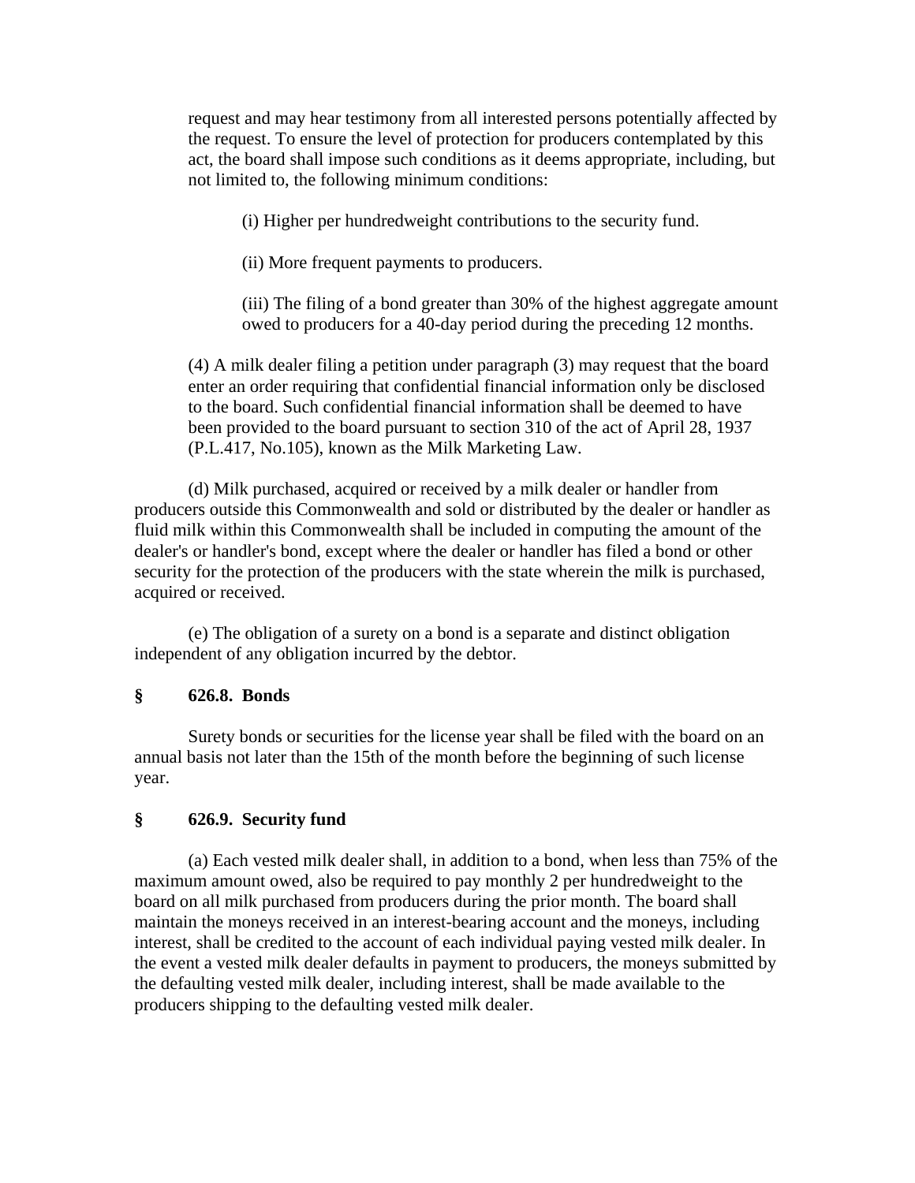request and may hear testimony from all interested persons potentially affected by the request. To ensure the level of protection for producers contemplated by this act, the board shall impose such conditions as it deems appropriate, including, but not limited to, the following minimum conditions:

(i) Higher per hundredweight contributions to the security fund.

(ii) More frequent payments to producers.

(iii) The filing of a bond greater than 30% of the highest aggregate amount owed to producers for a 40-day period during the preceding 12 months.

(4) A milk dealer filing a petition under paragraph (3) may request that the board enter an order requiring that confidential financial information only be disclosed to the board. Such confidential financial information shall be deemed to have been provided to the board pursuant to section 310 of the act of April 28, 1937 (P.L.417, No.105), known as the Milk Marketing Law.

(d) Milk purchased, acquired or received by a milk dealer or handler from producers outside this Commonwealth and sold or distributed by the dealer or handler as fluid milk within this Commonwealth shall be included in computing the amount of the dealer's or handler's bond, except where the dealer or handler has filed a bond or other security for the protection of the producers with the state wherein the milk is purchased, acquired or received.

(e) The obligation of a surety on a bond is a separate and distinct obligation independent of any obligation incurred by the debtor.

### § 626.8. Bonds

Surety bonds or securities for the license year shall be filed with the board on an annual basis not later than the 15th of the month before the beginning of such license year.

### § 626.9. Security fund

(a) Each vested milk dealer shall, in addition to a bond, when less than 75% of the maximum amount owed, also be required to pay monthly 2 per hundredweight to the board on all milk purchased from producers during the prior month. The board shall maintain the moneys received in an interest-bearing account and the moneys, including interest, shall be credited to the account of each individual paying vested milk dealer. In the event a vested milk dealer defaults in payment to producers, the moneys submitted by the defaulting vested milk dealer, including interest, shall be made available to the producers shipping to the defaulting vested milk dealer.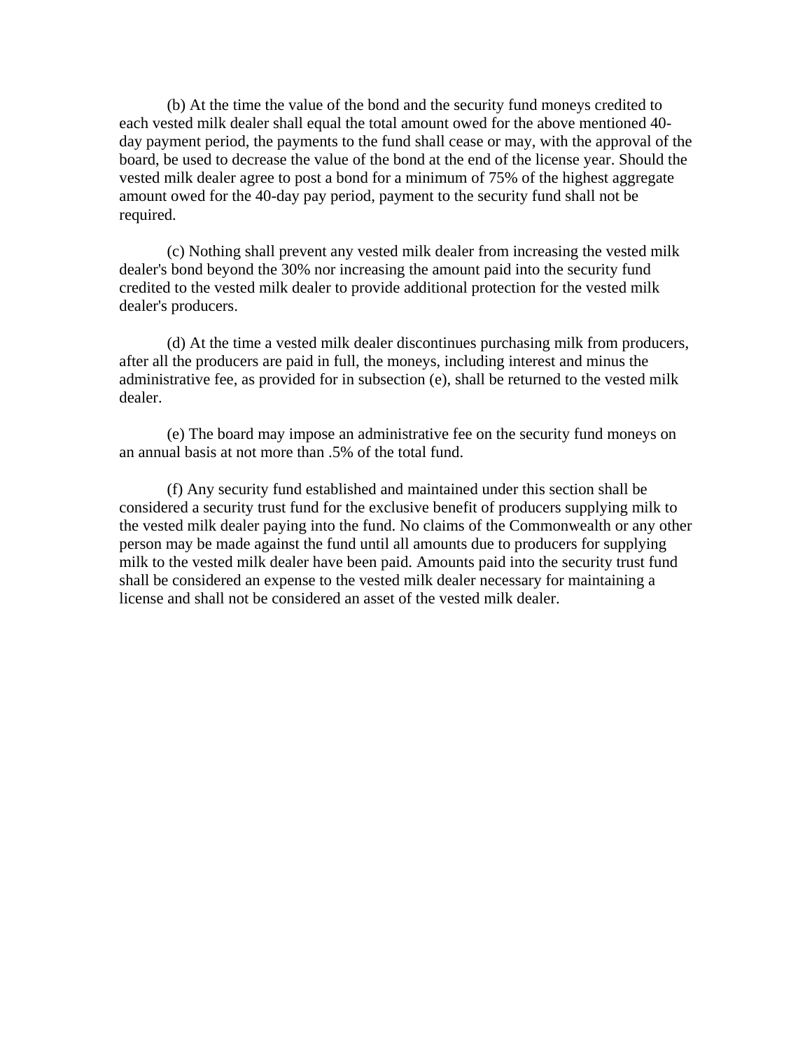(b) At the time the value of the bond and the security fund moneys credited to each vested milk dealer shall equal the total amount owed for the above mentioned 40-day payment period, the payments to the fund shall cease or may, with the approval of the board, be used to decrease the value of the bond at the end of the license year. Should the vested milk dealer agree to post a bond for a minimum of 75% of the highest aggregate amount owed for the 40-day pay period, payment to the security fund shall not be required.

(c) Nothing shall prevent any vested milk dealer from increasing the vested milk dealer's bond beyond the 30% nor increasing the amount paid into the security fund credited to the vested milk dealer to provide additional protection for the vested milk dealer's producers.

(d) At the time a vested milk dealer discontinues purchasing milk from producers, after all the producers are paid in full, the moneys, including interest and minus the administrative fee, as provided for in subsection (e), shall be returned to the vested milk dealer.

(e) The board may impose an administrative fee on the security fund moneys on an annual basis at not more than .5% of the total fund.

(f) Any security fund established and maintained under this section shall be considered a security trust fund for the exclusive benefit of producers supplying milk to the vested milk dealer paying into the fund. No claims of the Commonwealth or any other person may be made against the fund until all amounts due to producers for supplying milk to the vested milk dealer have been paid. Amounts paid into the security trust fund shall be considered an expense to the vested milk dealer necessary for maintaining a license and shall not be considered an asset of the vested milk dealer.